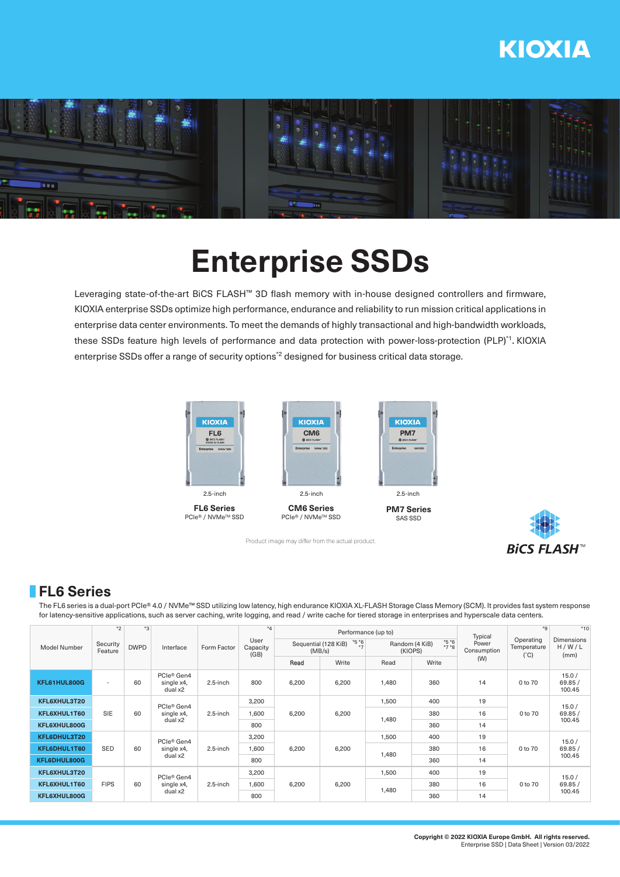KIOXIA

# Enterprise SSDs

Leveraging state-of-the-art BiCS FLASH™ 3D flash memory with in-house designed controllers and firmware, KIOXIA enterprise SSDs optimize high performance, endurance and reliability to run mission critical applications in enterprise data center environments. To meet the demands of highly transactional and high-bandwidth workloads, these SSDs feature high levels of performance and data protection with power-loss-protection (PLP)[*1]. KIOXIA enterprise SSDs offer a range of security options[*2] designed for business critical data storage.

2.5-inch
**FL6 Series**
PCIe® / NVMe™ SSD

2.5-inch
**CM6 Series**
PCIe® / NVMe™ SSD

2.5-inch
**PM7 Series**
SAS SSD

Product image may differ from the actual product.

BiCS FLASH™

## FL6 Series

The FL6 series is a dual-port PCIe® 4.0 / NVMe™ SSD utilizing low latency, high endurance KIOXIA XL-FLASH Storage Class Memory (SCM). It provides fast system response for latency-sensitive applications, such as server caching, write logging, and read / write cache for tiered storage in enterprises and hyperscale data centers.

| Model Number | Security Feature [*2] | DWPD [*3] | Interface | Form Factor | User Capacity (GB) [*4] | Performance (up to) | | | | Typical Power Consumption (W) | Operating Temperature (°C) [*9] | Dimensions H / W / L (mm) [*10] |
|---|---|---|---|---|---|---|---|---|---|---|---|---|
| | | | | | | Sequential (128 KiB) (MB/s) [*5 *6 *7] | | Random (4 KiB) (KIOPS) [*5 *6 *7 *8] | | | | |
| | | | | | | Read | Write | Read | Write | | | |
| KFL61HUL800G | - | 60 | PCIe® Gen4 single x4, dual x2 | 2.5-inch | 800 | 6,200 | 6,200 | 1,480 | 360 | 14 | 0 to 70 | 15.0 / 69.85 / 100.45 |
| KFL6XHUL3T20 | SIE | 60 | PCIe® Gen4 single x4, dual x2 | 2.5-inch | 3,200 | 6,200 | 6,200 | 1,500 | 400 | 19 | 0 to 70 | 15.0 / 69.85 / 100.45 |
| KFL6XHUL1T60 | | | | | 1,600 | | | 1,480 | 380 | 16 | | |
| KFL6XHUL800G | | | | | 800 | | | | 360 | 14 | | |
| KFL6DHUL3T20 | SED | 60 | PCIe® Gen4 single x4, dual x2 | 2.5-inch | 3,200 | 6,200 | 6,200 | 1,500 | 400 | 19 | 0 to 70 | 15.0 / 69.85 / 100.45 |
| KFL6DHUL1T60 | | | | | 1,600 | | | 1,480 | 380 | 16 | | |
| KFL6DHUL800G | | | | | 800 | | | | 360 | 14 | | |
| KFL6XHUL3T20 | FIPS | 60 | PCIe® Gen4 single x4, dual x2 | 2.5-inch | 3,200 | 6,200 | 6,200 | 1,500 | 400 | 19 | 0 to 70 | 15.0 / 69.85 / 100.45 |
| KFL6XHUL1T60 | | | | | 1,600 | | | 1,480 | 380 | 16 | | |
| KFL6XHUL800G | | | | | 800 | | | | 360 | 14 | | |

Copyright © 2022 KIOXIA Europe GmbH. All rights reserved.
Enterprise SSD | Data Sheet | Version 03/2022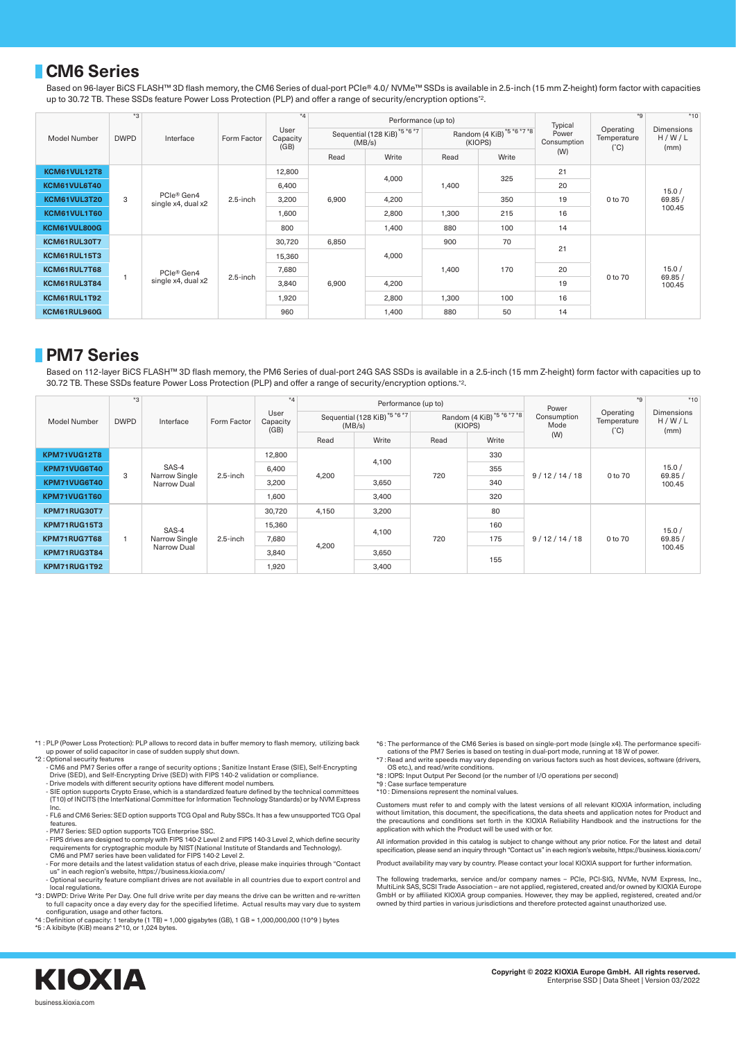## CM6 Series

Based on 96-layer BiCS FLASH™ 3D flash memory, the CM6 Series of dual-port PCIe® 4.0/ NVMe™ SSDs is available in 2.5-inch (15 mm Z-height) form factor with capacities up to 30.72 TB. These SSDs feature Power Loss Protection (PLP) and offer a range of security/encryption options*2.

| Model Number | DWPD *3 | Interface | Form Factor | User Capacity (GB) *4 | Performance (up to) | | | | Typical Power Consumption (W) | Operating Temperature (°C) *9 | Dimensions H / W / L (mm) *10 |
|---|---|---|---|---|---|---|---|---|---|---|---|
| | | | | | Sequential (128 KiB) *5 *6 *7 (MB/s) | | Random (4 KiB) *5 *6 *7 *8 (KIOPS) | | | | |
| | | | | | Read | Write | Read | Write | | | |
| KCM61VUL12T8 | 3 | PCIe® Gen4 single x4, dual x2 | 2.5-inch | 12,800 | 6,900 | 4,000 | 1,400 | 325 | 21 | 0 to 70 | 15.0 / 69.85 / 100.45 |
| KCM61VUL6T40 | 3 | PCIe® Gen4 single x4, dual x2 | 2.5-inch | 6,400 | 6,900 | 4,000 | 1,400 | 325 | 20 | 0 to 70 | 15.0 / 69.85 / 100.45 |
| KCM61VUL3T20 | 3 | PCIe® Gen4 single x4, dual x2 | 2.5-inch | 3,200 | 6,900 | 4,200 | 1,400 | 350 | 19 | 0 to 70 | 15.0 / 69.85 / 100.45 |
| KCM61VUL1T60 | 3 | PCIe® Gen4 single x4, dual x2 | 2.5-inch | 1,600 | 6,900 | 2,800 | 1,300 | 215 | 16 | 0 to 70 | 15.0 / 69.85 / 100.45 |
| KCM61VUL800G | 3 | PCIe® Gen4 single x4, dual x2 | 2.5-inch | 800 | 6,900 | 1,400 | 880 | 100 | 14 | 0 to 70 | 15.0 / 69.85 / 100.45 |
| KCM61RUL30T7 | 1 | PCIe® Gen4 single x4, dual x2 | 2.5-inch | 30,720 | 6,850 | 4,000 | 900 | 70 | 21 | 0 to 70 | 15.0 / 69.85 / 100.45 |
| KCM61RUL15T3 | 1 | PCIe® Gen4 single x4, dual x2 | 2.5-inch | 15,360 | 6,900 | 4,000 | 1,400 | 170 | 21 | 0 to 70 | 15.0 / 69.85 / 100.45 |
| KCM61RUL7T68 | 1 | PCIe® Gen4 single x4, dual x2 | 2.5-inch | 7,680 | 6,900 | 4,000 | 1,400 | 170 | 20 | 0 to 70 | 15.0 / 69.85 / 100.45 |
| KCM61RUL3T84 | 1 | PCIe® Gen4 single x4, dual x2 | 2.5-inch | 3,840 | 6,900 | 4,200 | 1,400 | 170 | 19 | 0 to 70 | 15.0 / 69.85 / 100.45 |
| KCM61RUL1T92 | 1 | PCIe® Gen4 single x4, dual x2 | 2.5-inch | 1,920 | 6,900 | 2,800 | 1,300 | 100 | 16 | 0 to 70 | 15.0 / 69.85 / 100.45 |
| KCM61RUL960G | 1 | PCIe® Gen4 single x4, dual x2 | 2.5-inch | 960 | 6,900 | 1,400 | 880 | 50 | 14 | 0 to 70 | 15.0 / 69.85 / 100.45 |

## PM7 Series

Based on 112-layer BiCS FLASH™ 3D flash memory, the PM6 Series of dual-port 24G SAS SSDs is available in a 2.5-inch (15 mm Z-height) form factor with capacities up to 30.72 TB. These SSDs feature Power Loss Protection (PLP) and offer a range of security/encryption options.*2.

| Model Number | DWPD *3 | Interface | Form Factor | User Capacity (GB) *4 | Performance (up to) | | | | Power Consumption Mode (W) | Operating Temperature (°C) *9 | Dimensions H / W / L (mm) *10 |
|---|---|---|---|---|---|---|---|---|---|---|---|
| | | | | | Sequential (128 KiB) *5 *6 *7 (MB/s) | | Random (4 KiB) *5 *6 *7 *8 (KIOPS) | | | | |
| | | | | | Read | Write | Read | Write | | | |
| KPM71VUG12T8 | 3 | SAS-4 Narrow Single Narrow Dual | 2.5-inch | 12,800 | 4,200 | 4,100 | 720 | 330 | 9 / 12 / 14 / 18 | 0 to 70 | 15.0 / 69.85 / 100.45 |
| KPM71VUG6T40 | 3 | SAS-4 Narrow Single Narrow Dual | 2.5-inch | 6,400 | 4,200 | 4,100 | 720 | 355 | 9 / 12 / 14 / 18 | 0 to 70 | 15.0 / 69.85 / 100.45 |
| KPM71VUG6T40 | 3 | SAS-4 Narrow Single Narrow Dual | 2.5-inch | 3,200 | 4,200 | 3,650 | 720 | 340 | 9 / 12 / 14 / 18 | 0 to 70 | 15.0 / 69.85 / 100.45 |
| KPM71VUG1T60 | 3 | SAS-4 Narrow Single Narrow Dual | 2.5-inch | 1,600 | 4,200 | 3,400 | 720 | 320 | 9 / 12 / 14 / 18 | 0 to 70 | 15.0 / 69.85 / 100.45 |
| KPM71RUG30T7 | 1 | SAS-4 Narrow Single Narrow Dual | 2.5-inch | 30,720 | 4,150 | 3,200 | 720 | 80 | 9 / 12 / 14 / 18 | 0 to 70 | 15.0 / 69.85 / 100.45 |
| KPM71RUG15T3 | 1 | SAS-4 Narrow Single Narrow Dual | 2.5-inch | 15,360 | 4,200 | 4,100 | 720 | 160 | 9 / 12 / 14 / 18 | 0 to 70 | 15.0 / 69.85 / 100.45 |
| KPM71RUG7T68 | 1 | SAS-4 Narrow Single Narrow Dual | 2.5-inch | 7,680 | 4,200 | 4,100 | 720 | 175 | 9 / 12 / 14 / 18 | 0 to 70 | 15.0 / 69.85 / 100.45 |
| KPM71RUG3T84 | 1 | SAS-4 Narrow Single Narrow Dual | 2.5-inch | 3,840 | 4,200 | 3,650 | 720 | 155 | 9 / 12 / 14 / 18 | 0 to 70 | 15.0 / 69.85 / 100.45 |
| KPM71RUG1T92 | 1 | SAS-4 Narrow Single Narrow Dual | 2.5-inch | 1,920 | 4,200 | 3,400 | 720 | 155 | 9 / 12 / 14 / 18 | 0 to 70 | 15.0 / 69.85 / 100.45 |

*1 : PLP (Power Loss Protection): PLP allows to record data in buffer memory to flash memory, utilizing back up power of solid capacitor in case of sudden supply shut down.

*2 : Optional security features
- CM6 and PM7 Series offer a range of security options ; Sanitize Instant Erase (SIE), Self-Encrypting Drive (SED), and Self-Encrypting Drive (SED) with FIPS 140-2 validation or compliance.
- Drive models with different security options have different model numbers.
- SIE option supports Crypto Erase, which is a standardized feature defined by the technical committees (T10) of INCITS (the InterNational Committee for Information Technology Standards) or by NVM Express Inc.
- FL6 and CM6 Series: SED option supports TCG Opal and Ruby SSCs. It has a few unsupported TCG Opal features.
- PM7 Series: SED option supports TCG Enterprise SSC.
- FIPS drives are designed to comply with FIPS 140-2 Level 2 and FIPS 140-3 Level 2, which define security requirements for cryptographic module by NIST (National Institute of Standards and Technology). CM6 and PM7 series have been validated for FIPS 140-2 Level 2.
- For more details and the latest validation status of each drive, please make inquiries through "Contact us" in each region's website, https://business.kioxia.com/
- Optional security feature compliant drives are not available in all countries due to export control and local regulations.

*3 : DWPD: Drive Write Per Day. One full drive write per day means the drive can be written and re-written to full capacity once a day every day for the specified lifetime. Actual results may vary due to system configuration, usage and other factors.

*4 : Definition of capacity: 1 terabyte (1 TB) = 1,000 gigabytes (GB), 1 GB = 1,000,000,000 (10^9 ) bytes

*5 : A kibibyte (KiB) means 2^10, or 1,024 bytes.

*6 : The performance of the CM6 Series is based on single-port mode (single x4). The performance specifications of the PM7 Series is based on testing in dual-port mode, running at 18 W of power.

*7 : Read and write speeds may vary depending on various factors such as host devices, software (drivers, OS etc.), and read/write conditions.

*8 : IOPS: Input Output Per Second (or the number of I/O operations per second)

*9 : Case surface temperature

*10 : Dimensions represent the nominal values.

Customers must refer to and comply with the latest versions of all relevant KIOXIA information, including without limitation, this document, the specifications, the data sheets and application notes for Product and the precautions and conditions set forth in the KIOXIA Reliability Handbook and the instructions for the application with which the Product will be used with or for.

All information provided in this catalog is subject to change without any prior notice. For the latest and detail specification, please send an inquiry through "Contact us" in each region's website, https://business.kioxia.com/

Product availability may vary by country. Please contact your local KIOXIA support for further information.

The following trademarks, service and/or company names – PCIe, PCI-SIG, NVMe, NVM Express, Inc., MultiLink SAS, SCSI Trade Association – are not applied, registered, created and/or owned by KIOXIA Europe GmbH or by affiliated KIOXIA group companies. However, they may be applied, registered, created and/or owned by third parties in various jurisdictions and therefore protected against unauthorized use.

KIOXIA

business.kioxia.com

**Copyright © 2022 KIOXIA Europe GmbH. All rights reserved.**
Enterprise SSD | Data Sheet | Version 03/2022